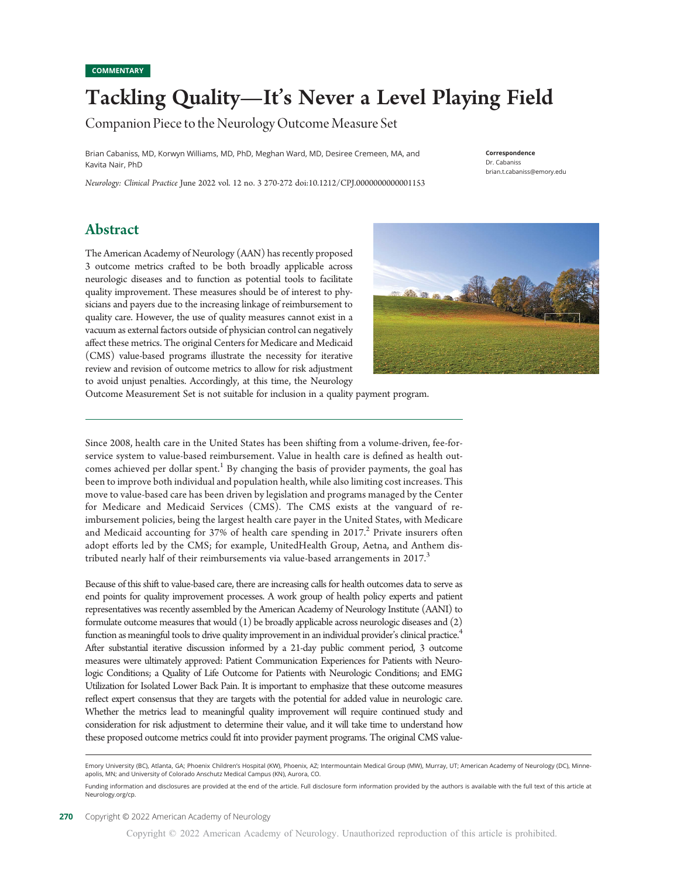COMMENTARY

# Tackling Quality—It's Never a Level Playing Field

Companion Piece to the Neurology Outcome Measure Set

Brian Cabaniss, MD, Korwyn Williams, MD, PhD, Meghan Ward, MD, Desiree Cremeen, MA, and Kavita Nair, PhD

*Neurology: Clinical Practice* June 2022 vol. 12 no. 3 270-272 doi:10.1212/CPJ.0000000000001153

**Correspondence**
Dr. Cabaniss
brian.t.cabaniss@emory.edu

## Abstract

The American Academy of Neurology (AAN) has recently proposed 3 outcome metrics crafted to be both broadly applicable across neurologic diseases and to function as potential tools to facilitate quality improvement. These measures should be of interest to physicians and payers due to the increasing linkage of reimbursement to quality care. However, the use of quality measures cannot exist in a vacuum as external factors outside of physician control can negatively affect these metrics. The original Centers for Medicare and Medicaid (CMS) value-based programs illustrate the necessity for iterative review and revision of outcome metrics to allow for risk adjustment to avoid unjust penalties. Accordingly, at this time, the Neurology Outcome Measurement Set is not suitable for inclusion in a quality payment program.

Since 2008, health care in the United States has been shifting from a volume-driven, fee-for-service system to value-based reimbursement. Value in health care is defined as health outcomes achieved per dollar spent.[1] By changing the basis of provider payments, the goal has been to improve both individual and population health, while also limiting cost increases. This move to value-based care has been driven by legislation and programs managed by the Center for Medicare and Medicaid Services (CMS). The CMS exists at the vanguard of reimbursement policies, being the largest health care payer in the United States, with Medicare and Medicaid accounting for 37% of health care spending in 2017.[2] Private insurers often adopt efforts led by the CMS; for example, UnitedHealth Group, Aetna, and Anthem distributed nearly half of their reimbursements via value-based arrangements in 2017.[3]

Because of this shift to value-based care, there are increasing calls for health outcomes data to serve as end points for quality improvement processes. A work group of health policy experts and patient representatives was recently assembled by the American Academy of Neurology Institute (AANI) to formulate outcome measures that would (1) be broadly applicable across neurologic diseases and (2) function as meaningful tools to drive quality improvement in an individual provider's clinical practice.[4] After substantial iterative discussion informed by a 21-day public comment period, 3 outcome measures were ultimately approved: Patient Communication Experiences for Patients with Neurologic Conditions; a Quality of Life Outcome for Patients with Neurologic Conditions; and EMG Utilization for Isolated Lower Back Pain. It is important to emphasize that these outcome measures reflect expert consensus that they are targets with the potential for added value in neurologic care. Whether the metrics lead to meaningful quality improvement will require continued study and consideration for risk adjustment to determine their value, and it will take time to understand how these proposed outcome metrics could fit into provider payment programs. The original CMS value-

Emory University (BC), Atlanta, GA; Phoenix Children's Hospital (KW), Phoenix, AZ; Intermountain Medical Group (MW), Murray, UT; American Academy of Neurology (DC), Minneapolis, MN; and University of Colorado Anschutz Medical Campus (KN), Aurora, CO.

Funding information and disclosures are provided at the end of the article. Full disclosure form information provided by the authors is available with the full text of this article at Neurology.org/cp.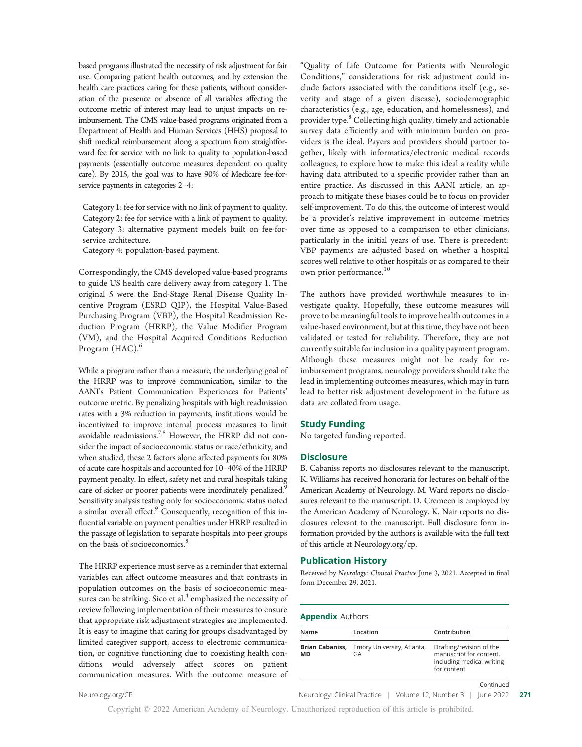based programs illustrated the necessity of risk adjustment for fair use. Comparing patient health outcomes, and by extension the health care practices caring for these patients, without consideration of the presence or absence of all variables affecting the outcome metric of interest may lead to unjust impacts on reimbursement. The CMS value-based programs originated from a Department of Health and Human Services (HHS) proposal to shift medical reimbursement along a spectrum from straightforward fee for service with no link to quality to population-based payments (essentially outcome measures dependent on quality care). By 2015, the goal was to have 90% of Medicare fee-for-service payments in categories 2–4:

Category 1: fee for service with no link of payment to quality.
Category 2: fee for service with a link of payment to quality.
Category 3: alternative payment models built on fee-for-service architecture.
Category 4: population-based payment.

Correspondingly, the CMS developed value-based programs to guide US health care delivery away from category 1. The original 5 were the End-Stage Renal Disease Quality Incentive Program (ESRD QIP), the Hospital Value-Based Purchasing Program (VBP), the Hospital Readmission Reduction Program (HRRP), the Value Modifier Program (VM), and the Hospital Acquired Conditions Reduction Program (HAC).[6]

While a program rather than a measure, the underlying goal of the HRRP was to improve communication, similar to the AANI's Patient Communication Experiences for Patients' outcome metric. By penalizing hospitals with high readmission rates with a 3% reduction in payments, institutions would be incentivized to improve internal process measures to limit avoidable readmissions.[7,8] However, the HRRP did not consider the impact of socioeconomic status or race/ethnicity, and when studied, these 2 factors alone affected payments for 80% of acute care hospitals and accounted for 10–40% of the HRRP payment penalty. In effect, safety net and rural hospitals taking care of sicker or poorer patients were inordinately penalized.[9] Sensitivity analysis testing only for socioeconomic status noted a similar overall effect.[9] Consequently, recognition of this influential variable on payment penalties under HRRP resulted in the passage of legislation to separate hospitals into peer groups on the basis of socioeconomics.[8]

The HRRP experience must serve as a reminder that external variables can affect outcome measures and that contrasts in population outcomes on the basis of socioeconomic measures can be striking. Sico et al.[4] emphasized the necessity of review following implementation of their measures to ensure that appropriate risk adjustment strategies are implemented. It is easy to imagine that caring for groups disadvantaged by limited caregiver support, access to electronic communication, or cognitive functioning due to coexisting health conditions would adversely affect scores on patient communication measures. With the outcome measure of "Quality of Life Outcome for Patients with Neurologic Conditions," considerations for risk adjustment could include factors associated with the conditions itself (e.g., severity and stage of a given disease), sociodemographic characteristics (e.g., age, education, and homelessness), and provider type.[8] Collecting high quality, timely and actionable survey data efficiently and with minimum burden on providers is the ideal. Payers and providers should partner together, likely with informatics/electronic medical records colleagues, to explore how to make this ideal a reality while having data attributed to a specific provider rather than an entire practice. As discussed in this AANI article, an approach to mitigate these biases could be to focus on provider self-improvement. To do this, the outcome of interest would be a provider's relative improvement in outcome metrics over time as opposed to a comparison to other clinicians, particularly in the initial years of use. There is precedent: VBP payments are adjusted based on whether a hospital scores well relative to other hospitals or as compared to their own prior performance.[10]

The authors have provided worthwhile measures to investigate quality. Hopefully, these outcome measures will prove to be meaningful tools to improve health outcomes in a value-based environment, but at this time, they have not been validated or tested for reliability. Therefore, they are not currently suitable for inclusion in a quality payment program. Although these measures might not be ready for reimbursement programs, neurology providers should take the lead in implementing outcomes measures, which may in turn lead to better risk adjustment development in the future as data are collated from usage.

## Study Funding

No targeted funding reported.

## Disclosure

B. Cabaniss reports no disclosures relevant to the manuscript. K. Williams has received honoraria for lectures on behalf of the American Academy of Neurology. M. Ward reports no disclosures relevant to the manuscript. D. Cremeen is employed by the American Academy of Neurology. K. Nair reports no disclosures relevant to the manuscript. Full disclosure form information provided by the authors is available with the full text of this article at Neurology.org/cp.

## Publication History

Received by *Neurology: Clinical Practice* June 3, 2021. Accepted in final form December 29, 2021.

**Appendix** Authors

| Name | Location | Contribution |
|---|---|---|
| **Brian Cabaniss, MD** | Emory University, Atlanta, GA | Drafting/revision of the manuscript for content, including medical writing for content |

Continued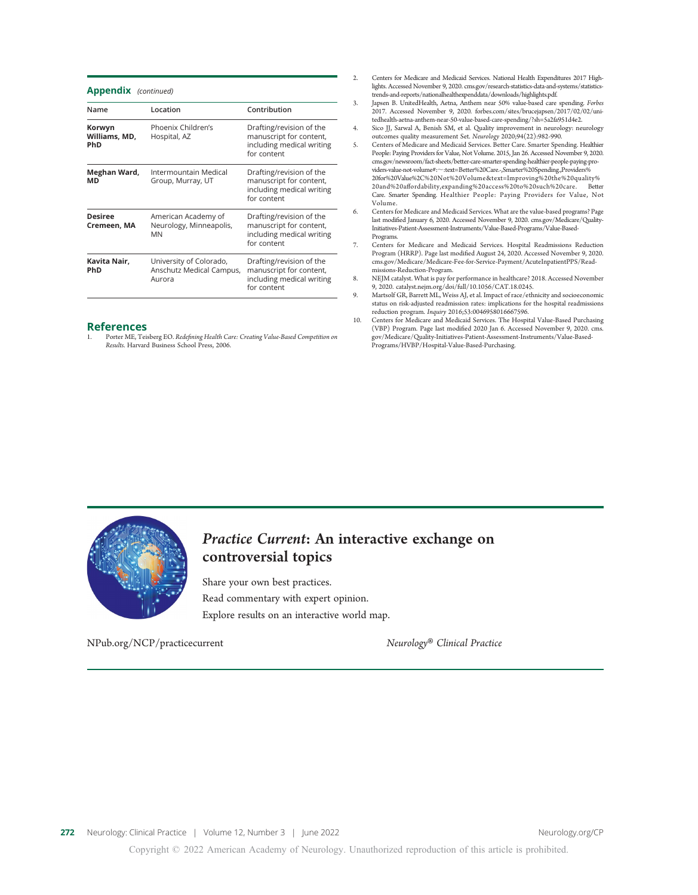## Appendix (continued)

| Name | Location | Contribution |
|---|---|---|
| **Korwyn Williams, MD, PhD** | Phoenix Children's Hospital, AZ | Drafting/revision of the manuscript for content, including medical writing for content |
| **Meghan Ward, MD** | Intermountain Medical Group, Murray, UT | Drafting/revision of the manuscript for content, including medical writing for content |
| **Desiree Cremeen, MA** | American Academy of Neurology, Minneapolis, MN | Drafting/revision of the manuscript for content, including medical writing for content |
| **Kavita Nair, PhD** | University of Colorado, Anschutz Medical Campus, Aurora | Drafting/revision of the manuscript for content, including medical writing for content |

## References

1. Porter ME, Teisberg EO. *Redefining Health Care: Creating Value-Based Competition on Results*. Harvard Business School Press, 2006.
2. Centers for Medicare and Medicaid Services. National Health Expenditures 2017 Highlights. Accessed November 9, 2020. cms.gov/research-statistics-data-and-systems/statistics-trends-and-reports/nationalhealthexpenddata/downloads/highlights.pdf.
3. Japsen B. UnitedHealth, Aetna, Anthem near 50% value-based care spending. *Forbes* 2017. Accessed November 9, 2020. forbes.com/sites/brucejapsen/2017/02/02/unitedhealth-aetna-anthem-near-50-value-based-care-spending/?sh=5a2fa951d4e2.
4. Sico JJ, Sarwal A, Benish SM, et al. Quality improvement in neurology: neurology outcomes quality measurement Set. *Neurology* 2020;94(22):982-990.
5. Centers of Medicare and Medicaid Services. Better Care. Smarter Spending. Healthier People: Paying Providers for Value, Not Volume. 2015, Jan 26. Accessed November 9, 2020. cms.gov/newsroom/fact-sheets/better-care-smarter-spending-healthier-people-paying-providers-value-not-volume#:~:text=Better%20Care.-,Smarter%20Spending.,Providers%20for%20Value%2C%20Not%20Volume&text=Improving%20the%20quality%20and%20affordability,expanding%20access%20to%20such%20care. Better Care. Smarter Spending. Healthier People: Paying Providers for Value, Not Volume.
6. Centers for Medicare and Medicaid Services. What are the value-based programs? Page last modified January 6, 2020. Accessed November 9, 2020. cms.gov/Medicare/Quality-Initiatives-Patient-Assessment-Instruments/Value-Based-Programs/Value-Based-Programs.
7. Centers for Medicare and Medicaid Services. Hospital Readmissions Reduction Program (HRRP). Page last modified August 24, 2020. Accessed November 9, 2020. cms.gov/Medicare/Medicare-Fee-for-Service-Payment/AcuteInpatientPPS/Readmissions-Reduction-Program.
8. NEJM catalyst. What is pay for performance in healthcare? 2018. Accessed November 9, 2020. catalyst.nejm.org/doi/full/10.1056/CAT.18.0245.
9. Martsolf GR, Barrett ML, Weiss AJ, et al. Impact of race/ethnicity and socioeconomic status on risk-adjusted readmission rates: implications for the hospital readmissions reduction program. *Inquiry* 2016;53:0046958016667596.
10. Centers for Medicare and Medicaid Services. The Hospital Value-Based Purchasing (VBP) Program. Page last modified 2020 Jan 6. Accessed November 9, 2020. cms.gov/Medicare/Quality-Initiatives-Patient-Assessment-Instruments/Value-Based-Programs/HVBP/Hospital-Value-Based-Purchasing.

## *Practice Current*: An interactive exchange on controversial topics

Share your own best practices.

Read commentary with expert opinion.

Explore results on an interactive world map.

NPub.org/NCP/practicecurrent

*Neurology® Clinical Practice*

Copyright © 2022 American Academy of Neurology. Unauthorized reproduction of this article is prohibited.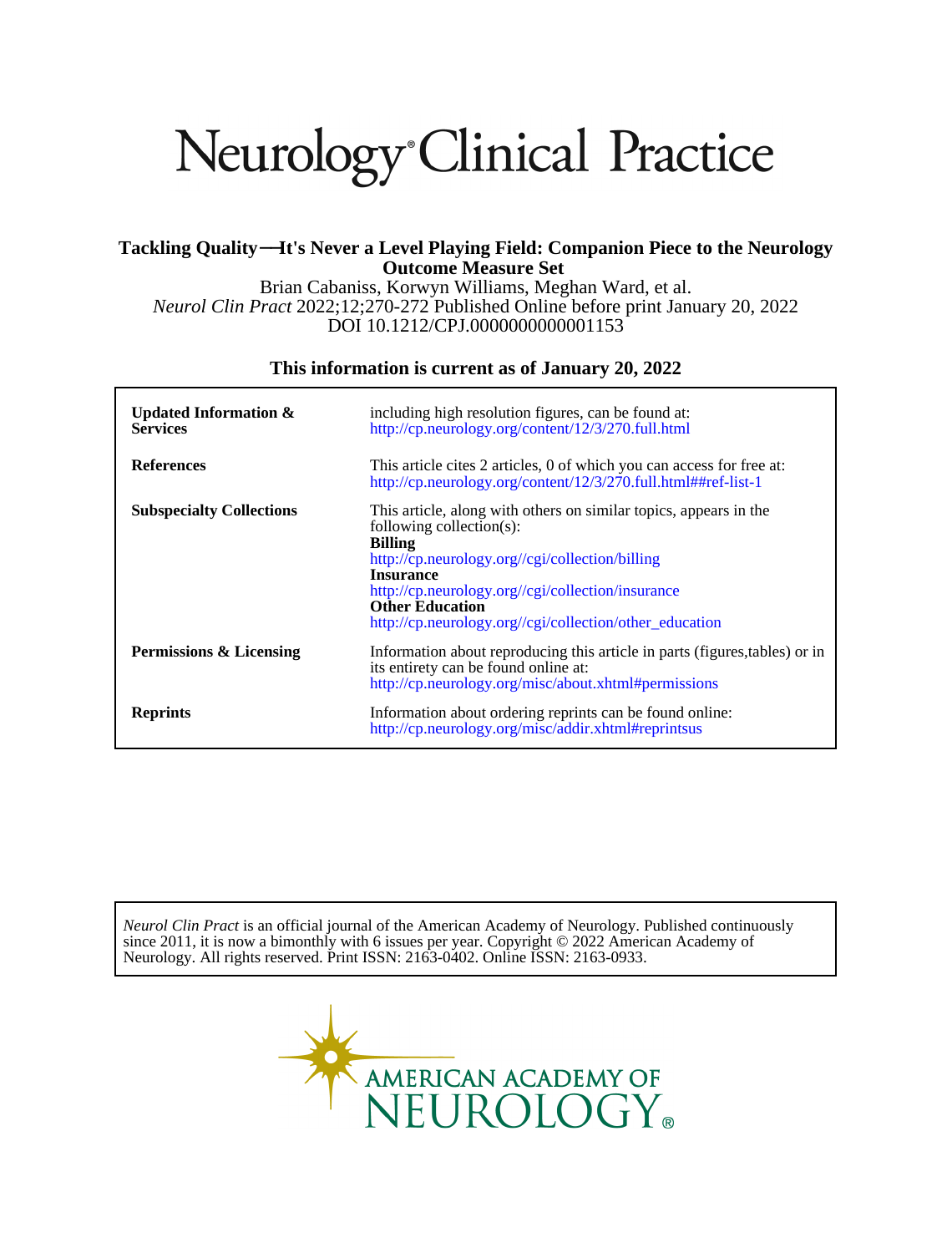# Neurology® Clinical Practice

**Tackling Quality—It's Never a Level Playing Field: Companion Piece to the Neurology Outcome Measure Set**

Brian Cabaniss, Korwyn Williams, Meghan Ward, et al.

*Neurol Clin Pract* 2022;12;270-272 Published Online before print January 20, 2022

DOI 10.1212/CPJ.0000000000001153

**This information is current as of January 20, 2022**

| | |
|---|---|
| **Updated Information & Services** | including high resolution figures, can be found at: http://cp.neurology.org/content/12/3/270.full.html |
| **References** | This article cites 2 articles, 0 of which you can access for free at: http://cp.neurology.org/content/12/3/270.full.html##ref-list-1 |
| **Subspecialty Collections** | This article, along with others on similar topics, appears in the following collection(s): **Billing** http://cp.neurology.org//cgi/collection/billing **Insurance** http://cp.neurology.org//cgi/collection/insurance **Other Education** http://cp.neurology.org//cgi/collection/other_education |
| **Permissions & Licensing** | Information about reproducing this article in parts (figures,tables) or in its entirety can be found online at: http://cp.neurology.org/misc/about.xhtml#permissions |
| **Reprints** | Information about ordering reprints can be found online: http://cp.neurology.org/misc/addir.xhtml#reprintsus |

*Neurol Clin Pract* is an official journal of the American Academy of Neurology. Published continuously since 2011, it is now a bimonthly with 6 issues per year. Copyright © 2022 American Academy of Neurology. All rights reserved. Print ISSN: 2163-0402. Online ISSN: 2163-0933.

AMERICAN ACADEMY OF NEUROLOGY®